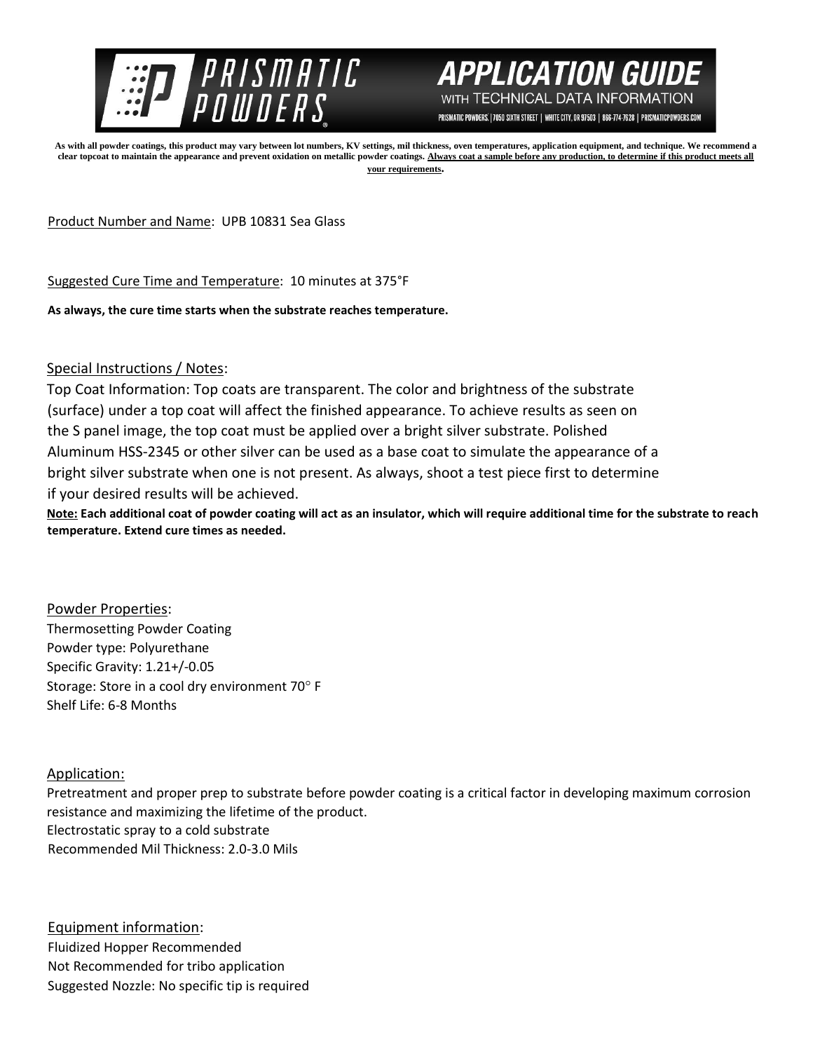# PRISMATIC POWDERS

## APPLICATION GUIDE WITH TECHNICAL DATA INFORMATION

PRISMATIC POWDERS. | 7050 SIXTH STREET | WHITE CITY, OR 97503 | 866-774-7628 | PRISMATICPOWDERS.COM

**As with all powder coatings, this product may vary between lot numbers, KV settings, mil thickness, oven temperatures, application equipment, and technique. We recommend a clear topcoat to maintain the appearance and prevent oxidation on metallic powder coatings. Always coat a sample before any production, to determine if this product meets all your requirements.**

Product Number and Name: UPB 10831 Sea Glass

Suggested Cure Time and Temperature: 10 minutes at 375°F

**As always, the cure time starts when the substrate reaches temperature.**

Special Instructions / Notes:

Top Coat Information: Top coats are transparent. The color and brightness of the substrate (surface) under a top coat will affect the finished appearance. To achieve results as seen on the S panel image, the top coat must be applied over a bright silver substrate. Polished Aluminum HSS-2345 or other silver can be used as a base coat to simulate the appearance of a bright silver substrate when one is not present. As always, shoot a test piece first to determine if your desired results will be achieved.

**Note: Each additional coat of powder coating will act as an insulator, which will require additional time for the substrate to reach temperature. Extend cure times as needed.**

Powder Properties:

Thermosetting Powder Coating
Powder type: Polyurethane
Specific Gravity: 1.21+/-0.05
Storage: Store in a cool dry environment 70° F
Shelf Life: 6-8 Months

Application:

Pretreatment and proper prep to substrate before powder coating is a critical factor in developing maximum corrosion resistance and maximizing the lifetime of the product.
Electrostatic spray to a cold substrate
Recommended Mil Thickness: 2.0-3.0 Mils

Equipment information:

Fluidized Hopper Recommended
Not Recommended for tribo application
Suggested Nozzle: No specific tip is required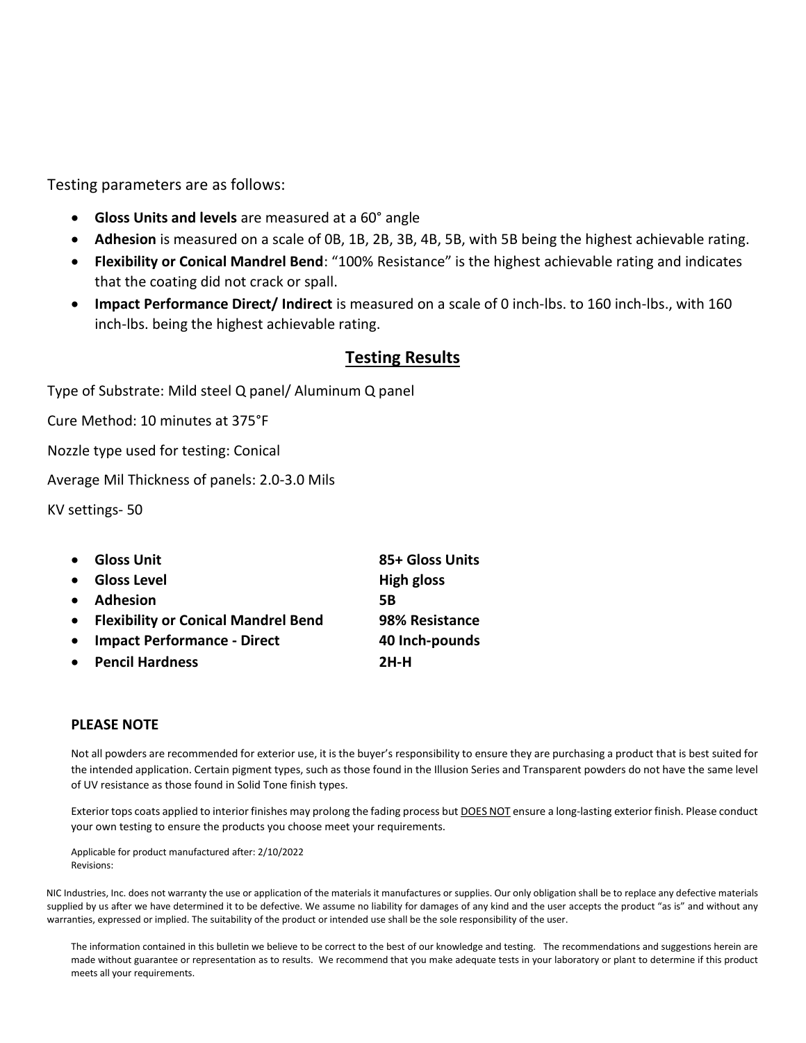Testing parameters are as follows:

- **Gloss Units and levels** are measured at a 60° angle
- **Adhesion** is measured on a scale of 0B, 1B, 2B, 3B, 4B, 5B, with 5B being the highest achievable rating.
- **Flexibility or Conical Mandrel Bend**: "100% Resistance" is the highest achievable rating and indicates that the coating did not crack or spall.
- **Impact Performance Direct/ Indirect** is measured on a scale of 0 inch-lbs. to 160 inch-lbs., with 160 inch-lbs. being the highest achievable rating.

## Testing Results

Type of Substrate: Mild steel Q panel/ Aluminum Q panel

Cure Method: 10 minutes at 375°F

Nozzle type used for testing: Conical

Average Mil Thickness of panels: 2.0-3.0 Mils

KV settings- 50

| | |
|---|---|
| **Gloss Unit** | **85+ Gloss Units** |
| **Gloss Level** | **High gloss** |
| **Adhesion** | **5B** |
| **Flexibility or Conical Mandrel Bend** | **98% Resistance** |
| **Impact Performance - Direct** | **40 Inch-pounds** |
| **Pencil Hardness** | **2H-H** |

### PLEASE NOTE

Not all powders are recommended for exterior use, it is the buyer's responsibility to ensure they are purchasing a product that is best suited for the intended application. Certain pigment types, such as those found in the Illusion Series and Transparent powders do not have the same level of UV resistance as those found in Solid Tone finish types.

Exterior tops coats applied to interior finishes may prolong the fading process but DOES NOT ensure a long-lasting exterior finish. Please conduct your own testing to ensure the products you choose meet your requirements.

Applicable for product manufactured after: 2/10/2022
Revisions:

NIC Industries, Inc. does not warranty the use or application of the materials it manufactures or supplies. Our only obligation shall be to replace any defective materials supplied by us after we have determined it to be defective. We assume no liability for damages of any kind and the user accepts the product "as is" and without any warranties, expressed or implied. The suitability of the product or intended use shall be the sole responsibility of the user.

The information contained in this bulletin we believe to be correct to the best of our knowledge and testing. The recommendations and suggestions herein are made without guarantee or representation as to results. We recommend that you make adequate tests in your laboratory or plant to determine if this product meets all your requirements.